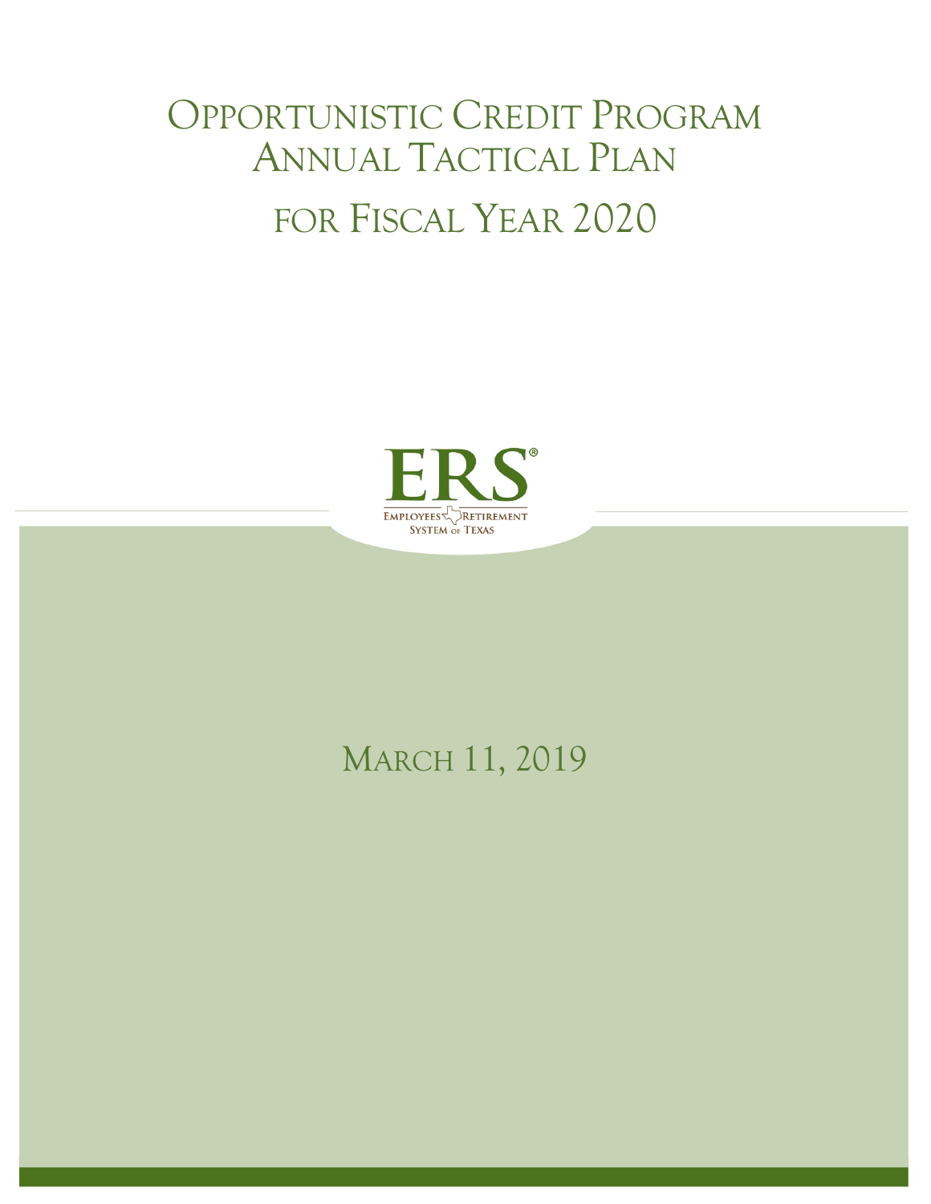# Opportunistic Credit Program Annual Tactical Plan

# for Fiscal Year 2020

ERS®

Employees Retirement System of Texas

March 11, 2019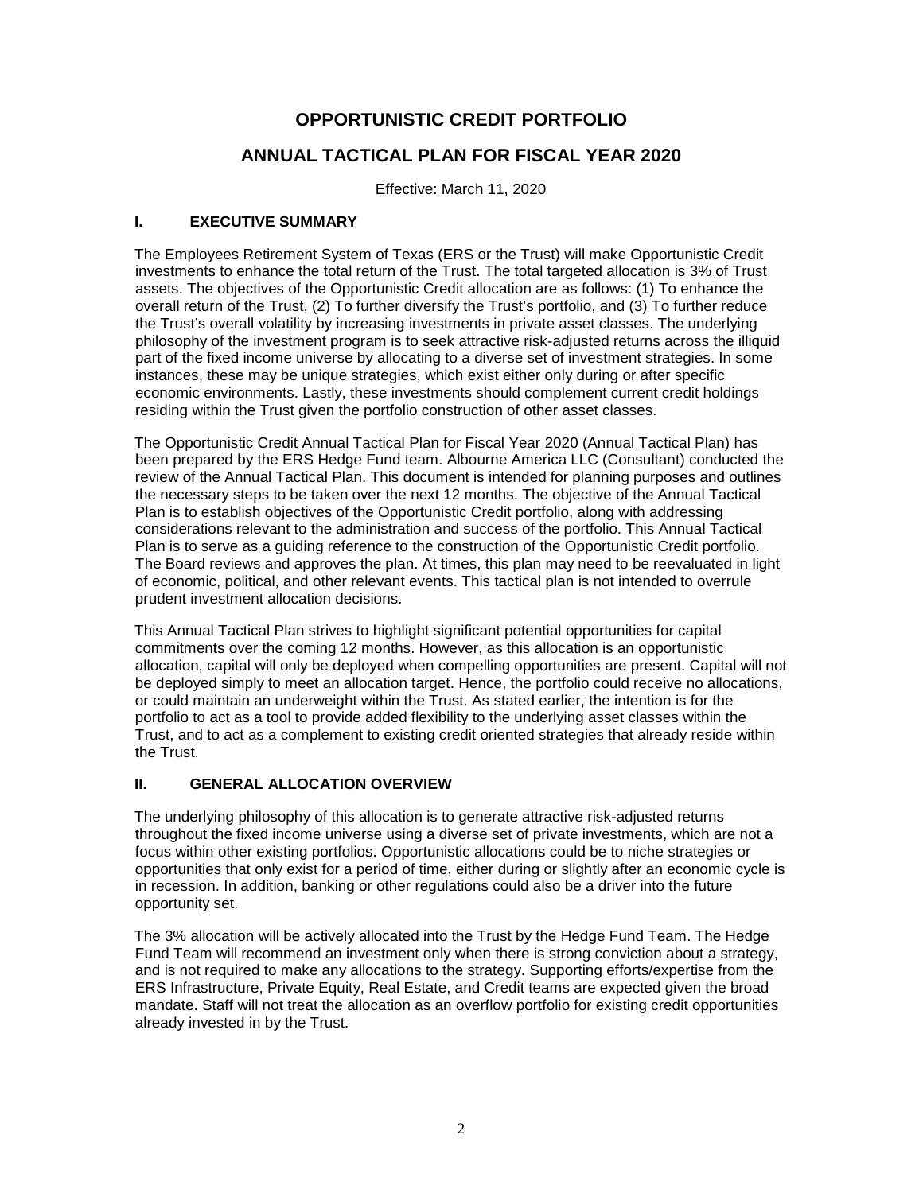# OPPORTUNISTIC CREDIT PORTFOLIO

# ANNUAL TACTICAL PLAN FOR FISCAL YEAR 2020

Effective: March 11, 2020

## I. EXECUTIVE SUMMARY

The Employees Retirement System of Texas (ERS or the Trust) will make Opportunistic Credit investments to enhance the total return of the Trust. The total targeted allocation is 3% of Trust assets. The objectives of the Opportunistic Credit allocation are as follows: (1) To enhance the overall return of the Trust, (2) To further diversify the Trust's portfolio, and (3) To further reduce the Trust's overall volatility by increasing investments in private asset classes. The underlying philosophy of the investment program is to seek attractive risk-adjusted returns across the illiquid part of the fixed income universe by allocating to a diverse set of investment strategies. In some instances, these may be unique strategies, which exist either only during or after specific economic environments. Lastly, these investments should complement current credit holdings residing within the Trust given the portfolio construction of other asset classes.

The Opportunistic Credit Annual Tactical Plan for Fiscal Year 2020 (Annual Tactical Plan) has been prepared by the ERS Hedge Fund team. Albourne America LLC (Consultant) conducted the review of the Annual Tactical Plan. This document is intended for planning purposes and outlines the necessary steps to be taken over the next 12 months. The objective of the Annual Tactical Plan is to establish objectives of the Opportunistic Credit portfolio, along with addressing considerations relevant to the administration and success of the portfolio. This Annual Tactical Plan is to serve as a guiding reference to the construction of the Opportunistic Credit portfolio. The Board reviews and approves the plan. At times, this plan may need to be reevaluated in light of economic, political, and other relevant events. This tactical plan is not intended to overrule prudent investment allocation decisions.

This Annual Tactical Plan strives to highlight significant potential opportunities for capital commitments over the coming 12 months. However, as this allocation is an opportunistic allocation, capital will only be deployed when compelling opportunities are present. Capital will not be deployed simply to meet an allocation target. Hence, the portfolio could receive no allocations, or could maintain an underweight within the Trust. As stated earlier, the intention is for the portfolio to act as a tool to provide added flexibility to the underlying asset classes within the Trust, and to act as a complement to existing credit oriented strategies that already reside within the Trust.

## II. GENERAL ALLOCATION OVERVIEW

The underlying philosophy of this allocation is to generate attractive risk-adjusted returns throughout the fixed income universe using a diverse set of private investments, which are not a focus within other existing portfolios. Opportunistic allocations could be to niche strategies or opportunities that only exist for a period of time, either during or slightly after an economic cycle is in recession. In addition, banking or other regulations could also be a driver into the future opportunity set.

The 3% allocation will be actively allocated into the Trust by the Hedge Fund Team. The Hedge Fund Team will recommend an investment only when there is strong conviction about a strategy, and is not required to make any allocations to the strategy. Supporting efforts/expertise from the ERS Infrastructure, Private Equity, Real Estate, and Credit teams are expected given the broad mandate. Staff will not treat the allocation as an overflow portfolio for existing credit opportunities already invested in by the Trust.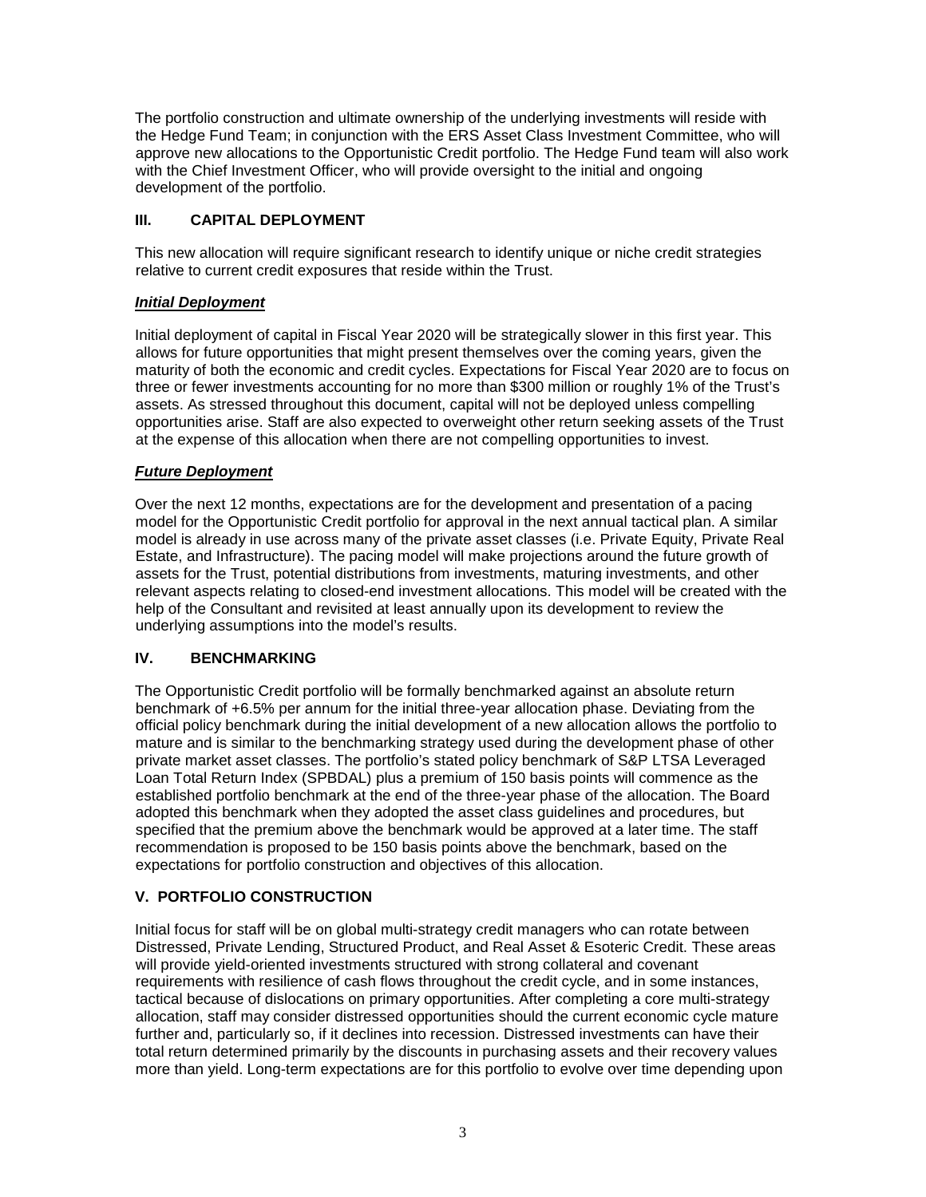The portfolio construction and ultimate ownership of the underlying investments will reside with the Hedge Fund Team; in conjunction with the ERS Asset Class Investment Committee, who will approve new allocations to the Opportunistic Credit portfolio. The Hedge Fund team will also work with the Chief Investment Officer, who will provide oversight to the initial and ongoing development of the portfolio.

## III. CAPITAL DEPLOYMENT

This new allocation will require significant research to identify unique or niche credit strategies relative to current credit exposures that reside within the Trust.

### ***Initial Deployment***

Initial deployment of capital in Fiscal Year 2020 will be strategically slower in this first year. This allows for future opportunities that might present themselves over the coming years, given the maturity of both the economic and credit cycles. Expectations for Fiscal Year 2020 are to focus on three or fewer investments accounting for no more than $300 million or roughly 1% of the Trust's assets. As stressed throughout this document, capital will not be deployed unless compelling opportunities arise. Staff are also expected to overweight other return seeking assets of the Trust at the expense of this allocation when there are not compelling opportunities to invest.

### ***Future Deployment***

Over the next 12 months, expectations are for the development and presentation of a pacing model for the Opportunistic Credit portfolio for approval in the next annual tactical plan. A similar model is already in use across many of the private asset classes (i.e. Private Equity, Private Real Estate, and Infrastructure). The pacing model will make projections around the future growth of assets for the Trust, potential distributions from investments, maturing investments, and other relevant aspects relating to closed-end investment allocations. This model will be created with the help of the Consultant and revisited at least annually upon its development to review the underlying assumptions into the model's results.

## IV. BENCHMARKING

The Opportunistic Credit portfolio will be formally benchmarked against an absolute return benchmark of +6.5% per annum for the initial three-year allocation phase. Deviating from the official policy benchmark during the initial development of a new allocation allows the portfolio to mature and is similar to the benchmarking strategy used during the development phase of other private market asset classes. The portfolio's stated policy benchmark of S&P LTSA Leveraged Loan Total Return Index (SPBDAL) plus a premium of 150 basis points will commence as the established portfolio benchmark at the end of the three-year phase of the allocation. The Board adopted this benchmark when they adopted the asset class guidelines and procedures, but specified that the premium above the benchmark would be approved at a later time. The staff recommendation is proposed to be 150 basis points above the benchmark, based on the expectations for portfolio construction and objectives of this allocation.

## V. PORTFOLIO CONSTRUCTION

Initial focus for staff will be on global multi-strategy credit managers who can rotate between Distressed, Private Lending, Structured Product, and Real Asset & Esoteric Credit. These areas will provide yield-oriented investments structured with strong collateral and covenant requirements with resilience of cash flows throughout the credit cycle, and in some instances, tactical because of dislocations on primary opportunities. After completing a core multi-strategy allocation, staff may consider distressed opportunities should the current economic cycle mature further and, particularly so, if it declines into recession. Distressed investments can have their total return determined primarily by the discounts in purchasing assets and their recovery values more than yield. Long-term expectations are for this portfolio to evolve over time depending upon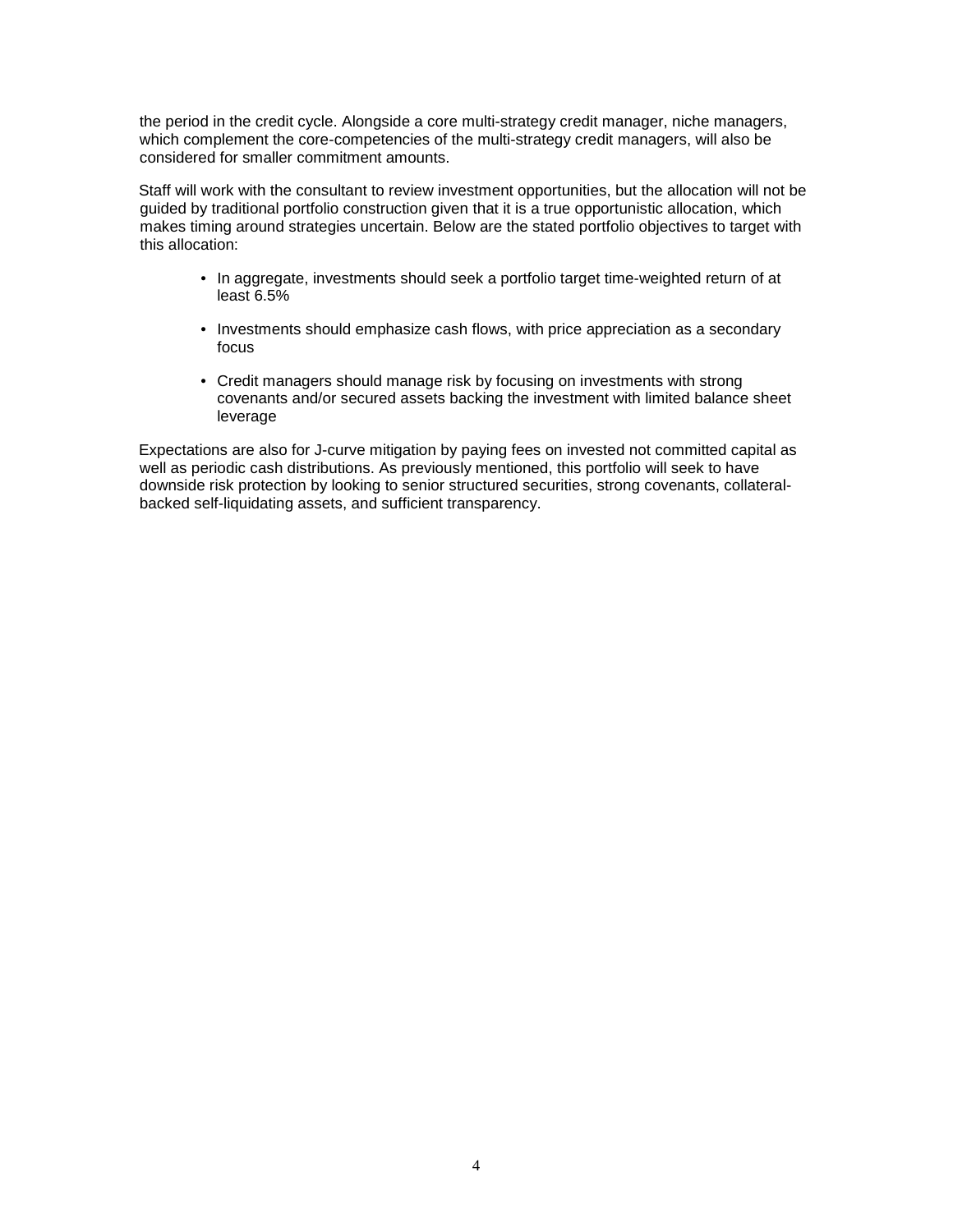the period in the credit cycle. Alongside a core multi-strategy credit manager, niche managers, which complement the core-competencies of the multi-strategy credit managers, will also be considered for smaller commitment amounts.

Staff will work with the consultant to review investment opportunities, but the allocation will not be guided by traditional portfolio construction given that it is a true opportunistic allocation, which makes timing around strategies uncertain. Below are the stated portfolio objectives to target with this allocation:

- In aggregate, investments should seek a portfolio target time-weighted return of at least 6.5%
- Investments should emphasize cash flows, with price appreciation as a secondary focus
- Credit managers should manage risk by focusing on investments with strong covenants and/or secured assets backing the investment with limited balance sheet leverage

Expectations are also for J-curve mitigation by paying fees on invested not committed capital as well as periodic cash distributions. As previously mentioned, this portfolio will seek to have downside risk protection by looking to senior structured securities, strong covenants, collateral-backed self-liquidating assets, and sufficient transparency.